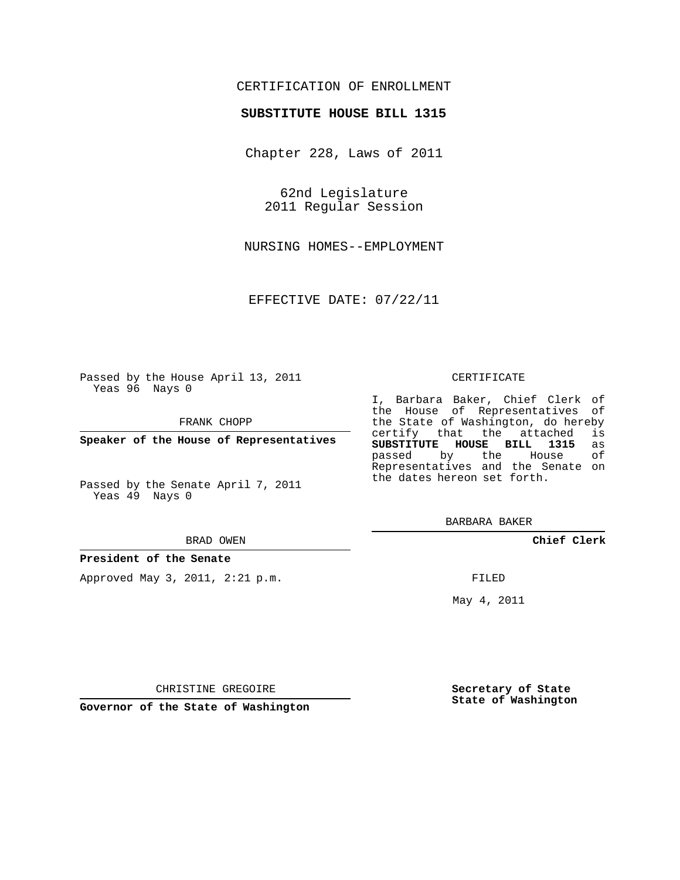CERTIFICATION OF ENROLLMENT

**SUBSTITUTE HOUSE BILL 1315**

Chapter 228, Laws of 2011

62nd Legislature
2011 Regular Session

NURSING HOMES--EMPLOYMENT

EFFECTIVE DATE: 07/22/11

Passed by the House April 13, 2011
Yeas 96 Nays 0

FRANK CHOPP

**Speaker of the House of Representatives**

Passed by the Senate April 7, 2011
Yeas 49 Nays 0

BRAD OWEN

**President of the Senate**

Approved May 3, 2011, 2:21 p.m.

CHRISTINE GREGOIRE

**Governor of the State of Washington**

CERTIFICATE

I, Barbara Baker, Chief Clerk of the House of Representatives of the State of Washington, do hereby certify that the attached is **SUBSTITUTE HOUSE BILL 1315** as passed by the House of Representatives and the Senate on the dates hereon set forth.

BARBARA BAKER

**Chief Clerk**

FILED

May 4, 2011

**Secretary of State**
**State of Washington**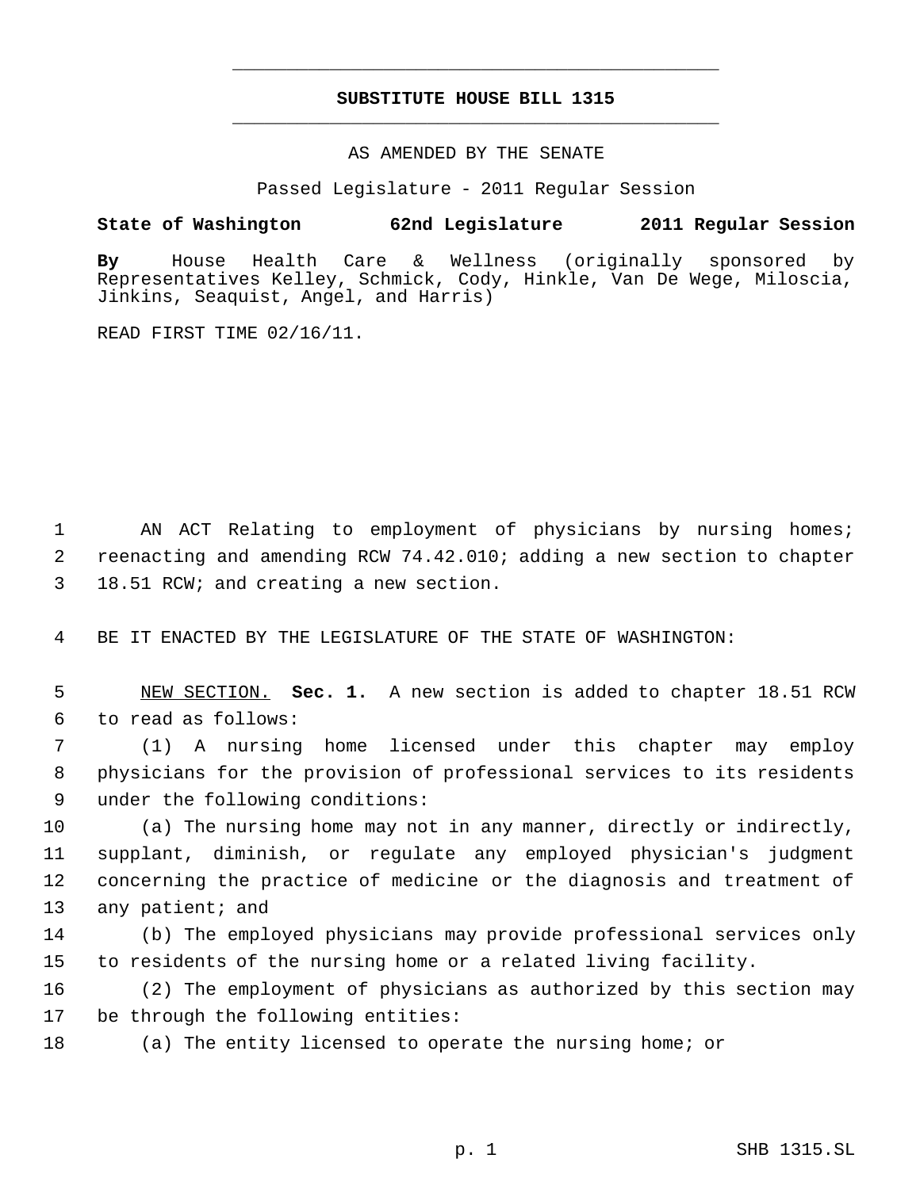# SUBSTITUTE HOUSE BILL 1315

AS AMENDED BY THE SENATE

Passed Legislature - 2011 Regular Session

**State of Washington 62nd Legislature 2011 Regular Session**

**By** House Health Care & Wellness (originally sponsored by Representatives Kelley, Schmick, Cody, Hinkle, Van De Wege, Miloscia, Jinkins, Seaquist, Angel, and Harris)

READ FIRST TIME 02/16/11.

AN ACT Relating to employment of physicians by nursing homes; reenacting and amending RCW 74.42.010; adding a new section to chapter 18.51 RCW; and creating a new section.

BE IT ENACTED BY THE LEGISLATURE OF THE STATE OF WASHINGTON:

NEW SECTION. **Sec. 1.** A new section is added to chapter 18.51 RCW to read as follows:

(1) A nursing home licensed under this chapter may employ physicians for the provision of professional services to its residents under the following conditions:

(a) The nursing home may not in any manner, directly or indirectly, supplant, diminish, or regulate any employed physician's judgment concerning the practice of medicine or the diagnosis and treatment of any patient; and

(b) The employed physicians may provide professional services only to residents of the nursing home or a related living facility.

(2) The employment of physicians as authorized by this section may be through the following entities:

(a) The entity licensed to operate the nursing home; or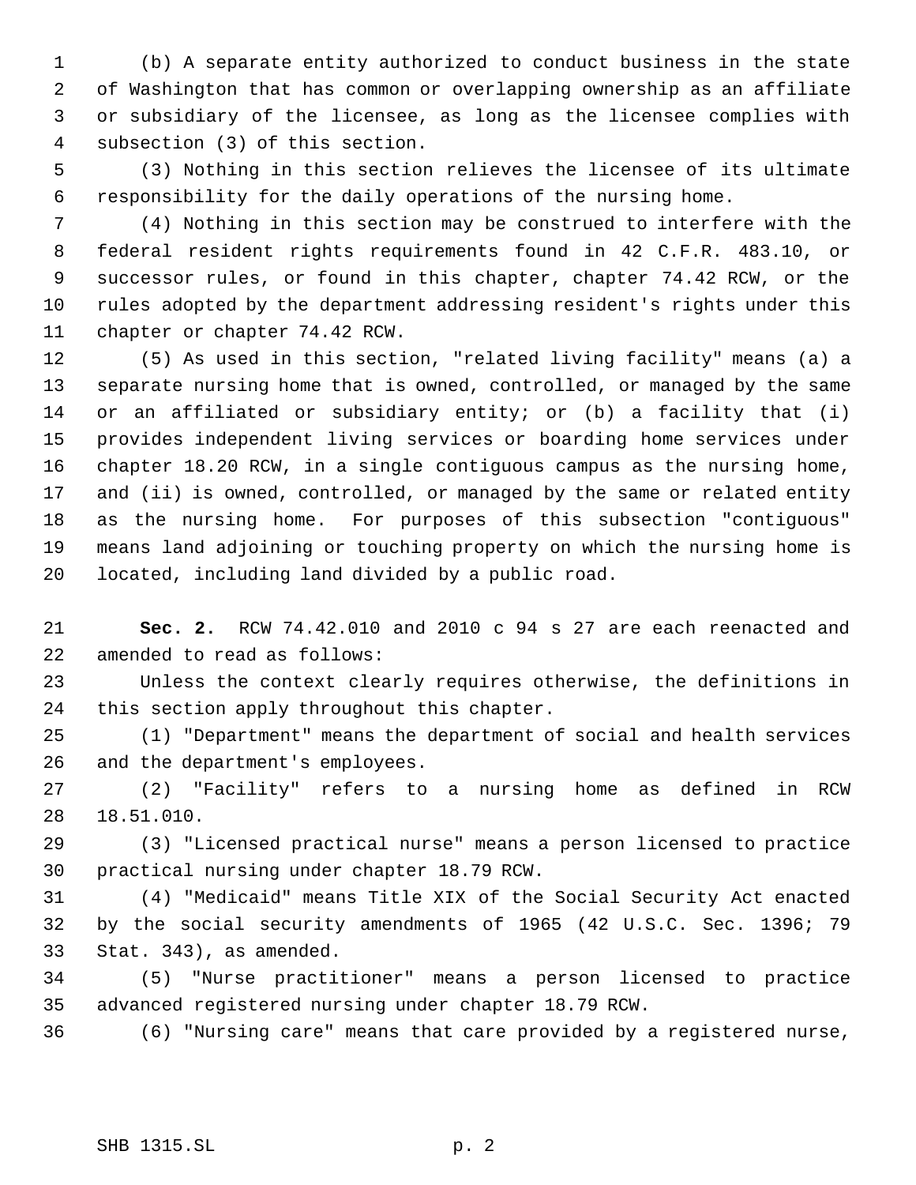(b) A separate entity authorized to conduct business in the state of Washington that has common or overlapping ownership as an affiliate or subsidiary of the licensee, as long as the licensee complies with subsection (3) of this section.

(3) Nothing in this section relieves the licensee of its ultimate responsibility for the daily operations of the nursing home.

(4) Nothing in this section may be construed to interfere with the federal resident rights requirements found in 42 C.F.R. 483.10, or successor rules, or found in this chapter, chapter 74.42 RCW, or the rules adopted by the department addressing resident's rights under this chapter or chapter 74.42 RCW.

(5) As used in this section, "related living facility" means (a) a separate nursing home that is owned, controlled, or managed by the same or an affiliated or subsidiary entity; or (b) a facility that (i) provides independent living services or boarding home services under chapter 18.20 RCW, in a single contiguous campus as the nursing home, and (ii) is owned, controlled, or managed by the same or related entity as the nursing home. For purposes of this subsection "contiguous" means land adjoining or touching property on which the nursing home is located, including land divided by a public road.

**Sec. 2.** RCW 74.42.010 and 2010 c 94 s 27 are each reenacted and amended to read as follows:

Unless the context clearly requires otherwise, the definitions in this section apply throughout this chapter.

(1) "Department" means the department of social and health services and the department's employees.

(2) "Facility" refers to a nursing home as defined in RCW 18.51.010.

(3) "Licensed practical nurse" means a person licensed to practice practical nursing under chapter 18.79 RCW.

(4) "Medicaid" means Title XIX of the Social Security Act enacted by the social security amendments of 1965 (42 U.S.C. Sec. 1396; 79 Stat. 343), as amended.

(5) "Nurse practitioner" means a person licensed to practice advanced registered nursing under chapter 18.79 RCW.

(6) "Nursing care" means that care provided by a registered nurse,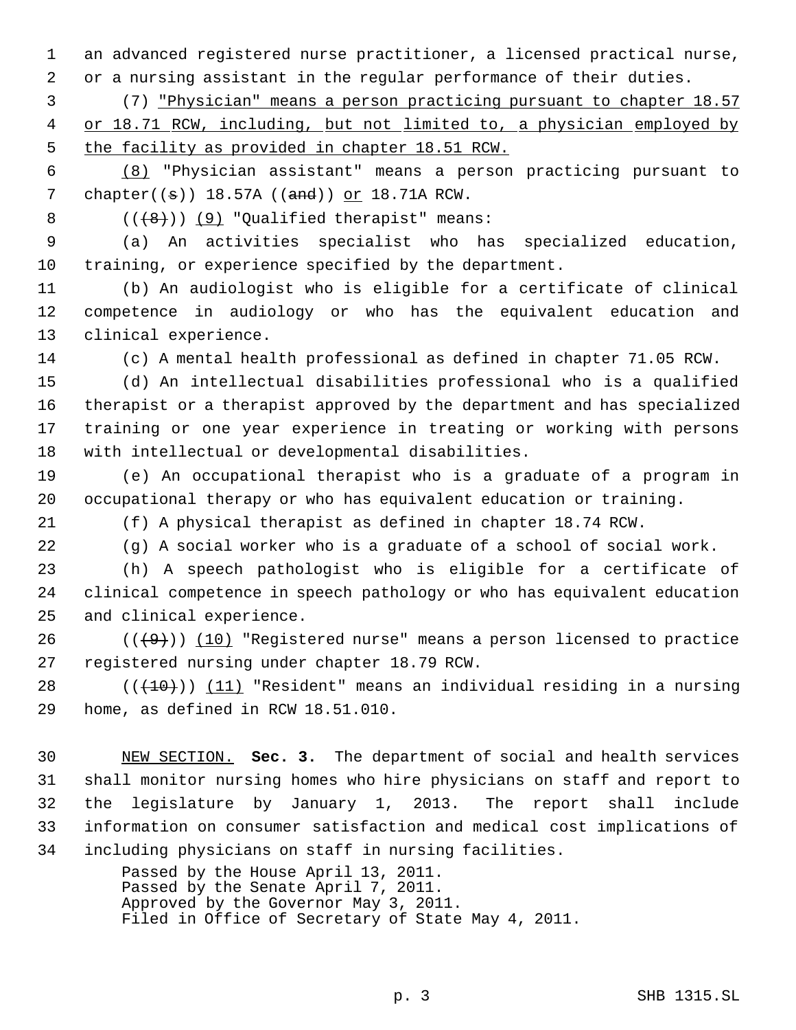an advanced registered nurse practitioner, a licensed practical nurse, or a nursing assistant in the regular performance of their duties.

(7) "Physician" means a person practicing pursuant to chapter 18.57 or 18.71 RCW, including, but not limited to, a physician employed by the facility as provided in chapter 18.51 RCW.

(8) "Physician assistant" means a person practicing pursuant to chapter((s)) 18.57A ((and)) or 18.71A RCW.

(((8))) (9) "Qualified therapist" means:

(a) An activities specialist who has specialized education, training, or experience specified by the department.

(b) An audiologist who is eligible for a certificate of clinical competence in audiology or who has the equivalent education and clinical experience.

(c) A mental health professional as defined in chapter 71.05 RCW.

(d) An intellectual disabilities professional who is a qualified therapist or a therapist approved by the department and has specialized training or one year experience in treating or working with persons with intellectual or developmental disabilities.

(e) An occupational therapist who is a graduate of a program in occupational therapy or who has equivalent education or training.

(f) A physical therapist as defined in chapter 18.74 RCW.

(g) A social worker who is a graduate of a school of social work.

(h) A speech pathologist who is eligible for a certificate of clinical competence in speech pathology or who has equivalent education and clinical experience.

(((9))) (10) "Registered nurse" means a person licensed to practice registered nursing under chapter 18.79 RCW.

(((10))) (11) "Resident" means an individual residing in a nursing home, as defined in RCW 18.51.010.

NEW SECTION. **Sec. 3.** The department of social and health services shall monitor nursing homes who hire physicians on staff and report to the legislature by January 1, 2013. The report shall include information on consumer satisfaction and medical cost implications of including physicians on staff in nursing facilities.

Passed by the House April 13, 2011.
Passed by the Senate April 7, 2011.
Approved by the Governor May 3, 2011.
Filed in Office of Secretary of State May 4, 2011.